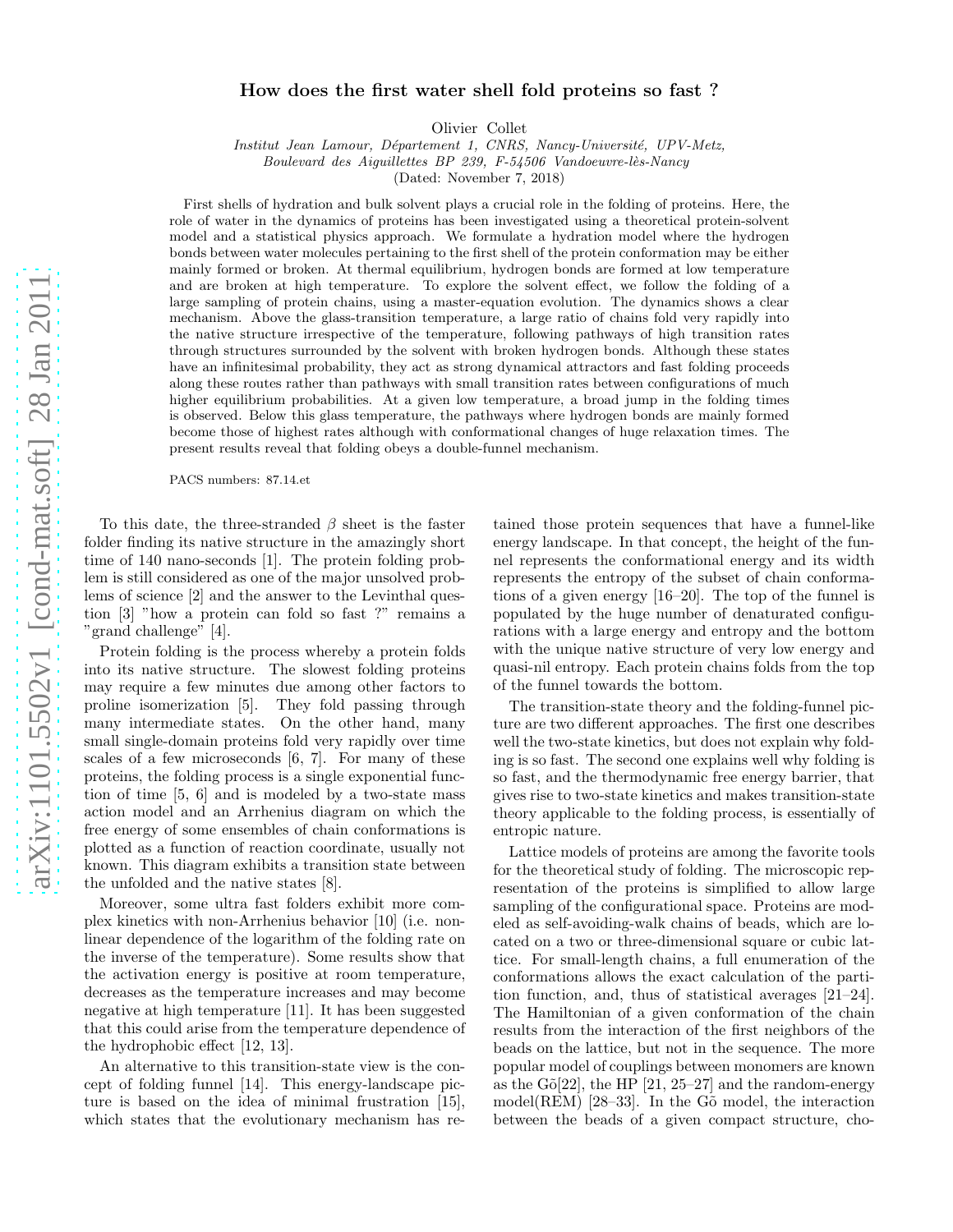# How does the first water shell fold proteins so fast ?

Olivier Collet

*Institut Jean Lamour, Département 1, CNRS, Nancy-Université, UPV-Metz, Boulevard des Aiguillettes BP 239, F-54506 Vandoeuvre-lès-Nancy*

(Dated: November 7, 2018)

First shells of hydration and bulk solvent plays a crucial role in the folding of proteins. Here, the role of water in the dynamics of proteins has been investigated using a theoretical protein-solvent model and a statistical physics approach. We formulate a hydration model where the hydrogen bonds between water molecules pertaining to the first shell of the protein conformation may be either mainly formed or broken. At thermal equilibrium, hydrogen bonds are formed at low temperature and are broken at high temperature. To explore the solvent effect, we follow the folding of a large sampling of protein chains, using a master-equation evolution. The dynamics shows a clear mechanism. Above the glass-transition temperature, a large ratio of chains fold very rapidly into the native structure irrespective of the temperature, following pathways of high transition rates through structures surrounded by the solvent with broken hydrogen bonds. Although these states have an infinitesimal probability, they act as strong dynamical attractors and fast folding proceeds along these routes rather than pathways with small transition rates between configurations of much higher equilibrium probabilities. At a given low temperature, a broad jump in the folding times is observed. Below this glass temperature, the pathways where hydrogen bonds are mainly formed become those of highest rates although with conformational changes of huge relaxation times. The present results reveal that folding obeys a double-funnel mechanism.

PACS numbers: 87.14.et

To this date, the three-stranded $\beta$ sheet is the faster folder finding its native structure in the amazingly short time of 140 nano-seconds [1]. The protein folding problem is still considered as one of the major unsolved problems of science [2] and the answer to the Levinthal question [3] "how a protein can fold so fast ?" remains a "grand challenge" [4].

Protein folding is the process whereby a protein folds into its native structure. The slowest folding proteins may require a few minutes due among other factors to proline isomerization [5]. They fold passing through many intermediate states. On the other hand, many small single-domain proteins fold very rapidly over time scales of a few microseconds [6, 7]. For many of these proteins, the folding process is a single exponential function of time [5, 6] and is modeled by a two-state mass action model and an Arrhenius diagram on which the free energy of some ensembles of chain conformations is plotted as a function of reaction coordinate, usually not known. This diagram exhibits a transition state between the unfolded and the native states [8].

Moreover, some ultra fast folders exhibit more complex kinetics with non-Arrhenius behavior [10] (i.e. non-linear dependence of the logarithm of the folding rate on the inverse of the temperature). Some results show that the activation energy is positive at room temperature, decreases as the temperature increases and may become negative at high temperature [11]. It has been suggested that this could arise from the temperature dependence of the hydrophobic effect [12, 13].

An alternative to this transition-state view is the concept of folding funnel [14]. This energy-landscape picture is based on the idea of minimal frustration [15], which states that the evolutionary mechanism has retained those protein sequences that have a funnel-like energy landscape. In that concept, the height of the funnel represents the conformational energy and its width represents the entropy of the subset of chain conformations of a given energy [16–20]. The top of the funnel is populated by the huge number of denaturated configurations with a large energy and entropy and the bottom with the unique native structure of very low energy and quasi-nil entropy. Each protein chains folds from the top of the funnel towards the bottom.

The transition-state theory and the folding-funnel picture are two different approaches. The first one describes well the two-state kinetics, but does not explain why folding is so fast. The second one explains well why folding is so fast, and the thermodynamic free energy barrier, that gives rise to two-state kinetics and makes transition-state theory applicable to the folding process, is essentially of entropic nature.

Lattice models of proteins are among the favorite tools for the theoretical study of folding. The microscopic representation of the proteins is simplified to allow large sampling of the configurational space. Proteins are modeled as self-avoiding-walk chains of beads, which are located on a two or three-dimensional square or cubic lattice. For small-length chains, a full enumeration of the conformations allows the exact calculation of the partition function, and, thus of statistical averages [21–24]. The Hamiltonian of a given conformation of the chain results from the interaction of the first neighbors of the beads on the lattice, but not in the sequence. The more popular model of couplings between monomers are known as the Gõ[22], the HP [21, 25–27] and the random-energy model(REM) [28–33]. In the Gõ model, the interaction between the beads of a given compact structure, cho-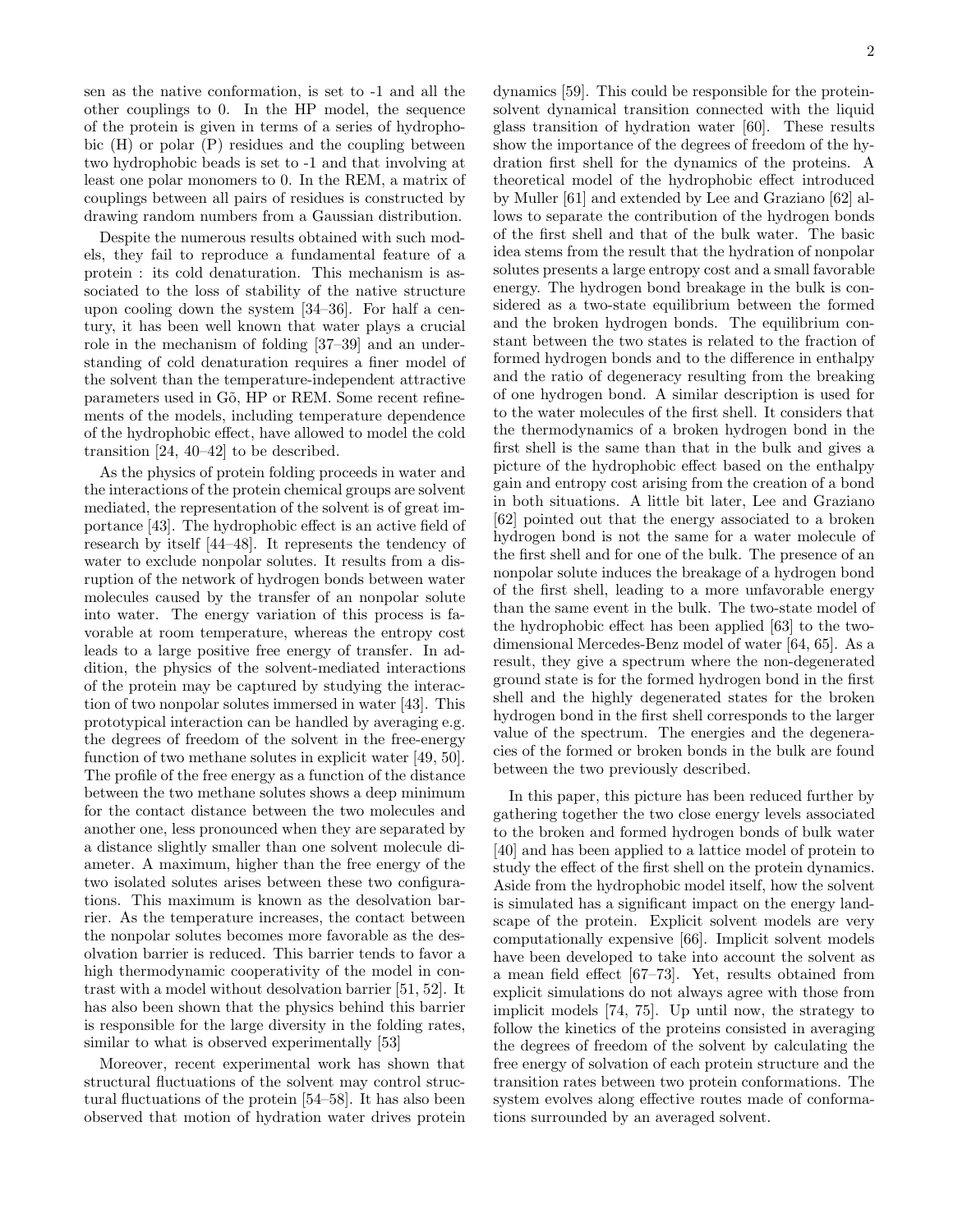sen as the native conformation, is set to -1 and all the other couplings to 0. In the HP model, the sequence of the protein is given in terms of a series of hydrophobic (H) or polar (P) residues and the coupling between two hydrophobic beads is set to -1 and that involving at least one polar monomers to 0. In the REM, a matrix of couplings between all pairs of residues is constructed by drawing random numbers from a Gaussian distribution.

Despite the numerous results obtained with such models, they fail to reproduce a fundamental feature of a protein : its cold denaturation. This mechanism is associated to the loss of stability of the native structure upon cooling down the system [34–36]. For half a century, it has been well known that water plays a crucial role in the mechanism of folding [37–39] and an understanding of cold denaturation requires a finer model of the solvent than the temperature-independent attractive parameters used in Gõ, HP or REM. Some recent refinements of the models, including temperature dependence of the hydrophobic effect, have allowed to model the cold transition [24, 40–42] to be described.

As the physics of protein folding proceeds in water and the interactions of the protein chemical groups are solvent mediated, the representation of the solvent is of great importance [43]. The hydrophobic effect is an active field of research by itself [44–48]. It represents the tendency of water to exclude nonpolar solutes. It results from a disruption of the network of hydrogen bonds between water molecules caused by the transfer of an nonpolar solute into water. The energy variation of this process is favorable at room temperature, whereas the entropy cost leads to a large positive free energy of transfer. In addition, the physics of the solvent-mediated interactions of the protein may be captured by studying the interaction of two nonpolar solutes immersed in water [43]. This prototypical interaction can be handled by averaging e.g. the degrees of freedom of the solvent in the free-energy function of two methane solutes in explicit water [49, 50]. The profile of the free energy as a function of the distance between the two methane solutes shows a deep minimum for the contact distance between the two molecules and another one, less pronounced when they are separated by a distance slightly smaller than one solvent molecule diameter. A maximum, higher than the free energy of the two isolated solutes arises between these two configurations. This maximum is known as the desolvation barrier. As the temperature increases, the contact between the nonpolar solutes becomes more favorable as the desolvation barrier is reduced. This barrier tends to favor a high thermodynamic cooperativity of the model in contrast with a model without desolvation barrier [51, 52]. It has also been shown that the physics behind this barrier is responsible for the large diversity in the folding rates, similar to what is observed experimentally [53]

Moreover, recent experimental work has shown that structural fluctuations of the solvent may control structural fluctuations of the protein [54–58]. It has also been observed that motion of hydration water drives protein dynamics [59]. This could be responsible for the protein-solvent dynamical transition connected with the liquid glass transition of hydration water [60]. These results show the importance of the degrees of freedom of the hydration first shell for the dynamics of the proteins. A theoretical model of the hydrophobic effect introduced by Muller [61] and extended by Lee and Graziano [62] allows to separate the contribution of the hydrogen bonds of the first shell and that of the bulk water. The basic idea stems from the result that the hydration of nonpolar solutes presents a large entropy cost and a small favorable energy. The hydrogen bond breakage in the bulk is considered as a two-state equilibrium between the formed and the broken hydrogen bonds. The equilibrium constant between the two states is related to the fraction of formed hydrogen bonds and to the difference in enthalpy and the ratio of degeneracy resulting from the breaking of one hydrogen bond. A similar description is used for to the water molecules of the first shell. It considers that the thermodynamics of a broken hydrogen bond in the first shell is the same than that in the bulk and gives a picture of the hydrophobic effect based on the enthalpy gain and entropy cost arising from the creation of a bond in both situations. A little bit later, Lee and Graziano [62] pointed out that the energy associated to a broken hydrogen bond is not the same for a water molecule of the first shell and for one of the bulk. The presence of an nonpolar solute induces the breakage of a hydrogen bond of the first shell, leading to a more unfavorable energy than the same event in the bulk. The two-state model of the hydrophobic effect has been applied [63] to the two-dimensional Mercedes-Benz model of water [64, 65]. As a result, they give a spectrum where the non-degenerated ground state is for the formed hydrogen bond in the first shell and the highly degenerated states for the broken hydrogen bond in the first shell corresponds to the larger value of the spectrum. The energies and the degeneracies of the formed or broken bonds in the bulk are found between the two previously described.

In this paper, this picture has been reduced further by gathering together the two close energy levels associated to the broken and formed hydrogen bonds of bulk water [40] and has been applied to a lattice model of protein to study the effect of the first shell on the protein dynamics. Aside from the hydrophobic model itself, how the solvent is simulated has a significant impact on the energy landscape of the protein. Explicit solvent models are very computationally expensive [66]. Implicit solvent models have been developed to take into account the solvent as a mean field effect [67–73]. Yet, results obtained from explicit simulations do not always agree with those from implicit models [74, 75]. Up until now, the strategy to follow the kinetics of the proteins consisted in averaging the degrees of freedom of the solvent by calculating the free energy of solvation of each protein structure and the transition rates between two protein conformations. The system evolves along effective routes made of conformations surrounded by an averaged solvent.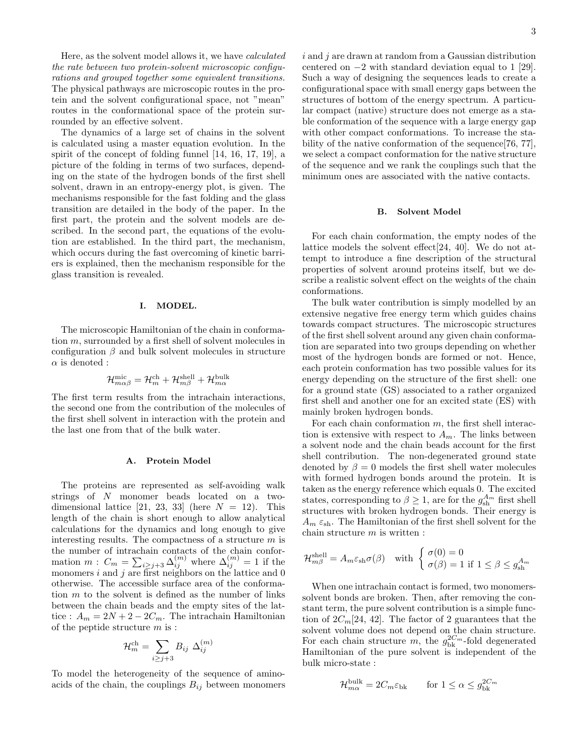Here, as the solvent model allows it, we have *calculated the rate between two protein-solvent microscopic configurations and grouped together some equivalent transitions.* The physical pathways are microscopic routes in the protein and the solvent configurational space, not "mean" routes in the conformational space of the protein surrounded by an effective solvent.

The dynamics of a large set of chains in the solvent is calculated using a master equation evolution. In the spirit of the concept of folding funnel [14, 16, 17, 19], a picture of the folding in terms of two surfaces, depending on the state of the hydrogen bonds of the first shell solvent, drawn in an entropy-energy plot, is given. The mechanisms responsible for the fast folding and the glass transition are detailed in the body of the paper. In the first part, the protein and the solvent models are described. In the second part, the equations of the evolution are established. In the third part, the mechanism, which occurs during the fast overcoming of kinetic barriers is explained, then the mechanism responsible for the glass transition is revealed.

## I. MODEL.

The microscopic Hamiltonian of the chain in conformation $m$, surrounded by a first shell of solvent molecules in configuration $\beta$ and bulk solvent molecules in structure $\alpha$ is denoted :

$$\mathcal{H}^{\rm mic}_{m\alpha\beta} = \mathcal{H}^{\rm ch}_{m} + \mathcal{H}^{\rm shell}_{m\beta} + \mathcal{H}^{\rm bulk}_{m\alpha}$$

The first term results from the intrachain interactions, the second one from the contribution of the molecules of the first shell solvent in interaction with the protein and the last one from that of the bulk water.

### A. Protein Model

The proteins are represented as self-avoiding walk strings of $N$ monomer beads located on a two-dimensional lattice [21, 23, 33] (here $N = 12$). This length of the chain is short enough to allow analytical calculations for the dynamics and long enough to give interesting results. The compactness of a structure $m$ is the number of intrachain contacts of the chain conformation $m$ : $C_m = \sum_{i\geq j+3} \Delta^{(m)}_{ij}$ where $\Delta^{(m)}_{ij} = 1$ if the monomers $i$ and $j$ are first neighbors on the lattice and 0 otherwise. The accessible surface area of the conformation $m$ to the solvent is defined as the number of links between the chain beads and the empty sites of the lattice : $A_m = 2N + 2 - 2C_m$. The intrachain Hamiltonian of the peptide structure $m$ is :

$$\mathcal{H}^{\rm ch}_{m} = \sum_{i\geq j+3} B_{ij}\ \Delta^{(m)}_{ij}$$

To model the heterogeneity of the sequence of aminoacids of the chain, the couplings $B_{ij}$ between monomers $i$ and $j$ are drawn at random from a Gaussian distribution centered on $-2$ with standard deviation equal to 1 [29]. Such a way of designing the sequences leads to create a configurational space with small energy gaps between the structures of bottom of the energy spectrum. A particular compact (native) structure does not emerge as a stable conformation of the sequence with a large energy gap with other compact conformations. To increase the stability of the native conformation of the sequence[76, 77], we select a compact conformation for the native structure of the sequence and we rank the couplings such that the minimum ones are associated with the native contacts.

### B. Solvent Model

For each chain conformation, the empty nodes of the lattice models the solvent effect[24, 40]. We do not attempt to introduce a fine description of the structural properties of solvent around proteins itself, but we describe a realistic solvent effect on the weights of the chain conformations.

The bulk water contribution is simply modelled by an extensive negative free energy term which guides chains towards compact structures. The microscopic structures of the first shell solvent around any given chain conformation are separated into two groups depending on whether most of the hydrogen bonds are formed or not. Hence, each protein conformation has two possible values for its energy depending on the structure of the first shell: one for a ground state (GS) associated to a rather organized first shell and another one for an excited state (ES) with mainly broken hydrogen bonds.

For each chain conformation $m$, the first shell interaction is extensive with respect to $A_m$. The links between a solvent node and the chain beads account for the first shell contribution. The non-degenerated ground state denoted by $\beta = 0$ models the first shell water molecules with formed hydrogen bonds around the protein. It is taken as the energy reference which equals 0. The excited states, corresponding to $\beta \geq 1$, are for the $g_{\rm sh}^{A_m}$ first shell structures with broken hydrogen bonds. Their energy is $A_m\ \varepsilon_{\rm sh}$. The Hamiltonian of the first shell solvent for the chain structure $m$ is written :

$$\mathcal{H}^{\rm shell}_{m\beta} = A_m \varepsilon_{\rm sh} \sigma(\beta) \quad \text{with} \ \begin{cases} \sigma(0) = 0 \\ \sigma(\beta) = 1 \text{ if } 1 \leq \beta \leq g_{\rm sh}^{A_m} \end{cases}$$

When one intrachain contact is formed, two monomers-solvent bonds are broken. Then, after removing the constant term, the pure solvent contribution is a simple function of $2C_m$[24, 42]. The factor of 2 guarantees that the solvent volume does not depend on the chain structure. For each chain structure $m$, the $g_{\rm bk}^{2C_m}$-fold degenerated Hamiltonian of the pure solvent is independent of the bulk micro-state :

$$\mathcal{H}^{\rm bulk}_{m\alpha} = 2C_m \varepsilon_{\rm bk} \qquad \text{for } 1 \leq \alpha \leq g_{\rm bk}^{2C_m}$$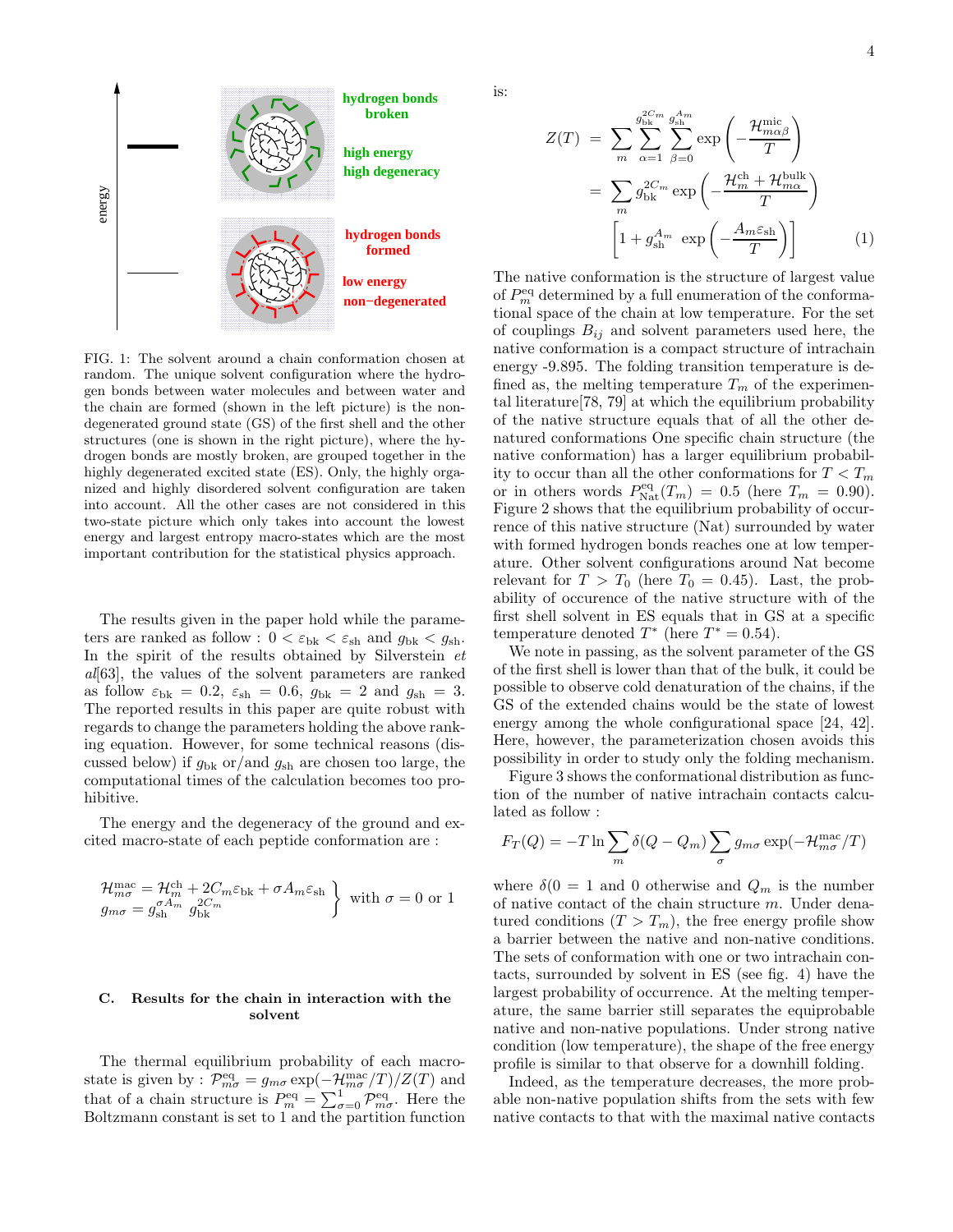energy

hydrogen bonds broken

high energy
high degeneracy

hydrogen bonds formed

low energy
non−degenerated

FIG. 1: The solvent around a chain conformation chosen at random. The unique solvent configuration where the hydrogen bonds between water molecules and between water and the chain are formed (shown in the left picture) is the non-degenerated ground state (GS) of the first shell and the other structures (one is shown in the right picture), where the hydrogen bonds are mostly broken, are grouped together in the highly degenerated excited state (ES). Only, the highly organized and highly disordered solvent configuration are taken into account. All the other cases are not considered in this two-state picture which only takes into account the lowest energy and largest entropy macro-states which are the most important contribution for the statistical physics approach.

The results given in the paper hold while the parameters are ranked as follow : $0 < \varepsilon_{\rm bk} < \varepsilon_{\rm sh}$ and $g_{\rm bk} < g_{\rm sh}$. In the spirit of the results obtained by Silverstein *et al*[63], the values of the solvent parameters are ranked as follow $\varepsilon_{\rm bk} = 0.2$, $\varepsilon_{\rm sh} = 0.6$, $g_{\rm bk} = 2$ and $g_{\rm sh} = 3$. The reported results in this paper are quite robust with regards to change the parameters holding the above ranking equation. However, for some technical reasons (discussed below) if $g_{\rm bk}$ or/and $g_{\rm sh}$ are chosen too large, the computational times of the calculation becomes too prohibitive.

The energy and the degeneracy of the ground and excited macro-state of each peptide conformation are :

$$\left.\begin{array}{l} \mathcal{H}^{\rm mac}_{m\sigma} = \mathcal{H}^{\rm ch}_{m} + 2C_m\varepsilon_{\rm bk} + \sigma A_m\varepsilon_{\rm sh} \\ g_{m\sigma} = g_{\rm sh}^{\sigma A_m}\, g_{\rm bk}^{2C_m} \end{array}\right\} \text{ with } \sigma = 0 \text{ or } 1$$

### C. Results for the chain in interaction with the solvent

The thermal equilibrium probability of each macro-state is given by : $\mathcal{P}^{\rm eq}_{m\sigma} = g_{m\sigma}\exp(-\mathcal{H}^{\rm mac}_{m\sigma}/T)/Z(T)$ and that of a chain structure is $P^{\rm eq}_m = \sum_{\sigma=0}^{1}\mathcal{P}^{\rm eq}_{m\sigma}$. Here the Boltzmann constant is set to 1 and the partition function is:

$$\begin{aligned} Z(T) &= \sum_m \sum_{\alpha=1}^{g_{\rm bk}^{2C_m}} \sum_{\beta=0}^{g_{\rm sh}^{A_m}} \exp\left(-\frac{\mathcal{H}^{\rm mic}_{m\alpha\beta}}{T}\right) \\ &= \sum_m g_{\rm bk}^{2C_m} \exp\left(-\frac{\mathcal{H}^{\rm ch}_m + \mathcal{H}^{\rm bulk}_{m\alpha}}{T}\right) \\ &\quad \left[1 + g_{\rm sh}^{A_m}\, \exp\left(-\frac{A_m\varepsilon_{\rm sh}}{T}\right)\right] \end{aligned} \tag{1}$$

The native conformation is the structure of largest value of $P^{\rm eq}_m$ determined by a full enumeration of the conformational space of the chain at low temperature. For the set of couplings $B_{ij}$ and solvent parameters used here, the native conformation is a compact structure of intrachain energy -9.895. The folding transition temperature is defined as, the melting temperature $T_m$ of the experimental literature[78, 79] at which the equilibrium probability of the native structure equals that of all the other denatured conformations One specific chain structure (the native conformation) has a larger equilibrium probability to occur than all the other conformations for $T < T_m$ or in others words $P^{\rm eq}_{\rm Nat}(T_m) = 0.5$ (here $T_m = 0.90$). Figure 2 shows that the equilibrium probability of occurrence of this native structure (Nat) surrounded by water with formed hydrogen bonds reaches one at low temperature. Other solvent configurations around Nat become relevant for $T > T_0$ (here $T_0 = 0.45$). Last, the probability of occurence of the native structure with of the first shell solvent in ES equals that in GS at a specific temperature denoted $T^*$ (here $T^* = 0.54$).

We note in passing, as the solvent parameter of the GS of the first shell is lower than that of the bulk, it could be possible to observe cold denaturation of the chains, if the GS of the extended chains would be the state of lowest energy among the whole configurational space [24, 42]. Here, however, the parameterization chosen avoids this possibility in order to study only the folding mechanism.

Figure 3 shows the conformational distribution as function of the number of native intrachain contacts calculated as follow :

$$F_T(Q) = -T\ln\sum_m \delta(Q - Q_m)\sum_\sigma g_{m\sigma}\exp(-\mathcal{H}^{\rm mac}_{m\sigma}/T)$$

where $\delta(0 = 1$ and 0 otherwise and $Q_m$ is the number of native contact of the chain structure $m$. Under denatured conditions ($T > T_m$), the free energy profile show a barrier between the native and non-native conditions. The sets of conformation with one or two intrachain contacts, surrounded by solvent in ES (see fig. 4) have the largest probability of occurrence. At the melting temperature, the same barrier still separates the equiprobable native and non-native populations. Under strong native condition (low temperature), the shape of the free energy profile is similar to that observe for a downhill folding.

Indeed, as the temperature decreases, the more probable non-native population shifts from the sets with few native contacts to that with the maximal native contacts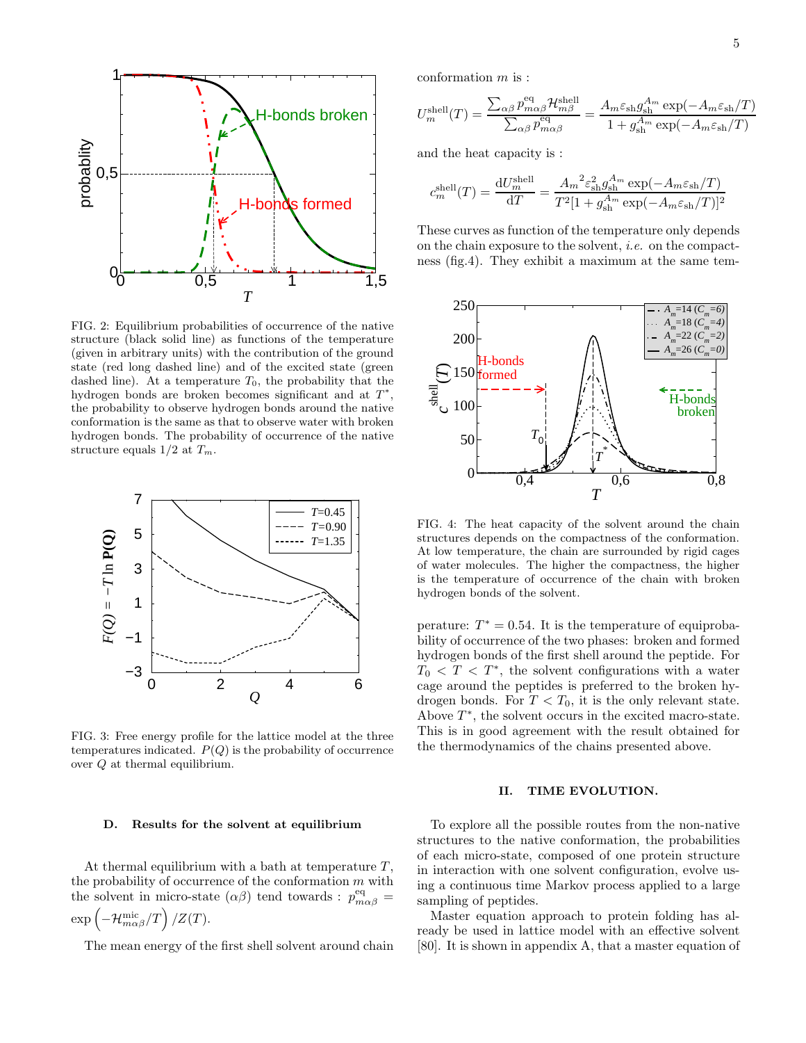probablity

H-bonds broken

H-bonds formed

0

0,5

1

0

0,5

1

1,5

$T$

FIG. 2: Equilibrium probabilities of occurrence of the native structure (black solid line) as functions of the temperature (given in arbitrary units) with the contribution of the ground state (red long dashed line) and of the excited state (green dashed line). At a temperature $T_0$, the probability that the hydrogen bonds are broken becomes significant and at $T^*$, the probability to observe hydrogen bonds around the native conformation is the same as that to observe water with broken hydrogen bonds. The probability of occurrence of the native structure equals 1/2 at $T_m$.

$F(Q) = -T \ln \mathbf{P(Q)}$

$T$=0.45

$T$=0.90

$T$=1.35

7

5

3

1

−1

−3

0

2

4

6

$Q$

FIG. 3: Free energy profile for the lattice model at the three temperatures indicated. $P(Q)$ is the probability of occurrence over $Q$ at thermal equilibrium.

### D. Results for the solvent at equilibrium

At thermal equilibrium with a bath at temperature $T$, the probability of occurrence of the conformation $m$ with the solvent in micro-state $(\alpha\beta)$ tend towards : $p^{\mathrm{eq}}_{m\alpha\beta} = \exp\left(-\mathcal{H}^{\mathrm{mic}}_{m\alpha\beta}/T\right)/Z(T)$.

The mean energy of the first shell solvent around chain conformation $m$ is :

$$U^{\mathrm{shell}}_m(T) = \frac{\sum_{\alpha\beta} p^{\mathrm{eq}}_{m\alpha\beta}\mathcal{H}^{\mathrm{shell}}_{m\beta}}{\sum_{\alpha\beta} p^{\mathrm{eq}}_{m\alpha\beta}} = \frac{A_m\varepsilon_{\mathrm{sh}} g_{\mathrm{sh}}^{A_m}\exp(-A_m\varepsilon_{\mathrm{sh}}/T)}{1+g_{\mathrm{sh}}^{A_m}\exp(-A_m\varepsilon_{\mathrm{sh}}/T)}$$

and the heat capacity is :

$$c^{\mathrm{shell}}_m(T) = \frac{\mathrm{d}U^{\mathrm{shell}}_m}{\mathrm{d}T} = \frac{{A_m}^2\varepsilon_{\mathrm{sh}}^2 g_{\mathrm{sh}}^{A_m}\exp(-A_m\varepsilon_{\mathrm{sh}}/T)}{T^2[1+g_{\mathrm{sh}}^{A_m}\exp(-A_m\varepsilon_{\mathrm{sh}}/T)]^2}$$

These curves as function of the temperature only depends on the chain exposure to the solvent, *i.e.* on the compactness (fig.4). They exhibit a maximum at the same temperature: $T^* = 0.54$. It is the temperature of equiprobability of occurrence of the two phases: broken and formed hydrogen bonds of the first shell around the peptide. For $T_0 < T < T^*$, the solvent configurations with a water cage around the peptides is preferred to the broken hydrogen bonds. For $T < T_0$, it is the only relevant state. Above $T^*$, the solvent occurs in the excited macro-state. This is in good agreement with the result obtained for the thermodynamics of the chains presented above.

$c^{\mathrm{shell}}(T)$

$A_m$=14 ($C_m$=6)

$A_m$=18 ($C_m$=4)

$A_m$=22 ($C_m$=2)

$A_m$=26 ($C_m$=0)

H-bonds formed

H-bonds broken

$T_0$

$T^*$

250

200

150

100

50

0

0,4

0,6

0,8

$T$

FIG. 4: The heat capacity of the solvent around the chain structures depends on the compactness of the conformation. At low temperature, the chain are surrounded by rigid cages of water molecules. The higher the compactness, the higher is the temperature of occurrence of the chain with broken hydrogen bonds of the solvent.

## II. TIME EVOLUTION.

To explore all the possible routes from the non-native structures to the native conformation, the probabilities of each micro-state, composed of one protein structure in interaction with one solvent configuration, evolve using a continuous time Markov process applied to a large sampling of peptides.

Master equation approach to protein folding has already be used in lattice model with an effective solvent [80]. It is shown in appendix A, that a master equation of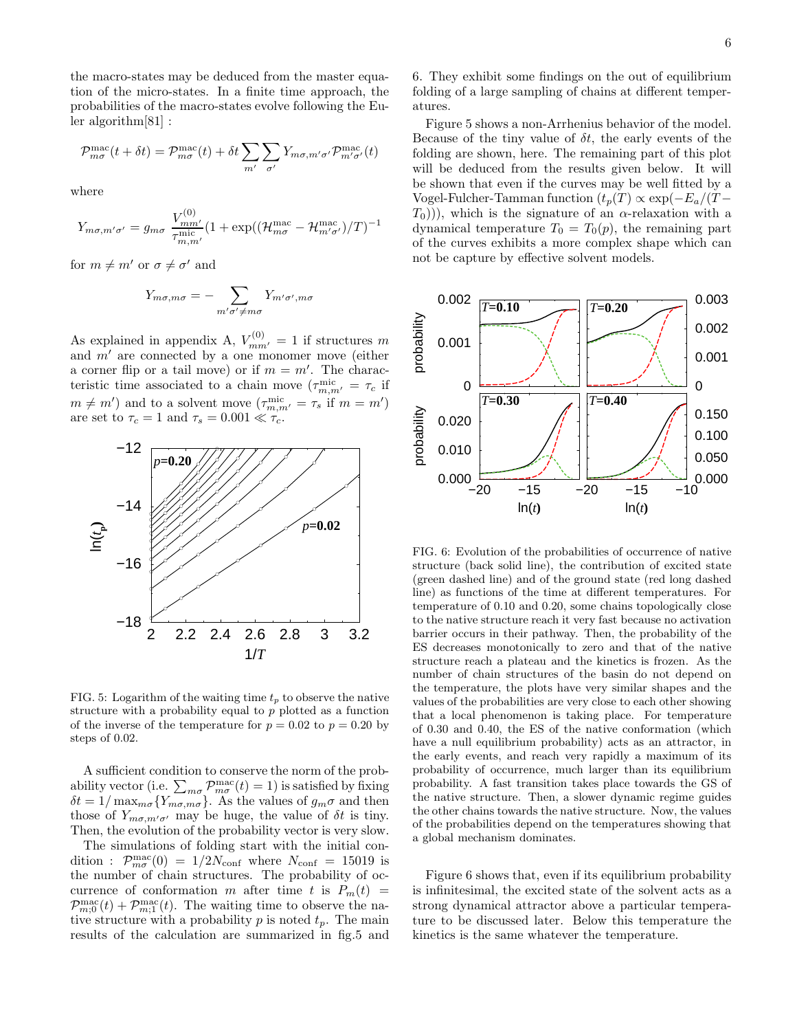the macro-states may be deduced from the master equation of the micro-states. In a finite time approach, the probabilities of the macro-states evolve following the Euler algorithm[81] :

$$\mathcal{P}^{\rm mac}_{m\sigma}(t+\delta t) = \mathcal{P}^{\rm mac}_{m\sigma}(t) + \delta t \sum_{m'}\sum_{\sigma'} Y_{m\sigma,m'\sigma'}\mathcal{P}^{\rm mac}_{m'\sigma'}(t)$$

where

$$Y_{m\sigma,m'\sigma'} = g_{m\sigma}\,\frac{V^{(0)}_{mm'}}{\tau^{\rm mic}_{m,m'}}(1+\exp((\mathcal{H}^{\rm mac}_{m\sigma}-\mathcal{H}^{\rm mac}_{m'\sigma'})/T)^{-1}$$

for $m \neq m'$ or $\sigma \neq \sigma'$ and

$$Y_{m\sigma,m\sigma} = -\sum_{m'\sigma'\neq m\sigma} Y_{m'\sigma',m\sigma}$$

As explained in appendix A, $V^{(0)}_{mm'} = 1$ if structures $m$ and $m'$ are connected by a one monomer move (either a corner flip or a tail move) or if $m = m'$. The characteristic time associated to a chain move ($\tau^{\rm mic}_{m,m'} = \tau_c$ if $m \neq m'$) and to a solvent move ($\tau^{\rm mic}_{m,m'} = \tau_s$ if $m = m'$) are set to $\tau_c = 1$ and $\tau_s = 0.001 \ll \tau_c$.

−12
−14
−16
−18
2
2.2
2.4
2.6
2.8
3
3.2
1/T
ln(t_p)
p=0.20
p=0.02

FIG. 5: Logarithm of the waiting time $t_p$ to observe the native structure with a probability equal to $p$ plotted as a function of the inverse of the temperature for $p = 0.02$ to $p = 0.20$ by steps of 0.02.

A sufficient condition to conserve the norm of the probability vector (i.e. $\sum_{m\sigma}\mathcal{P}^{\rm mac}_{m\sigma}(t) = 1$) is satisfied by fixing $\delta t = 1/\max_{m\sigma}\{Y_{m\sigma,m\sigma}\}$. As the values of $g_m\sigma$ and then those of $Y_{m\sigma,m'\sigma'}$ may be huge, the value of $\delta t$ is tiny. Then, the evolution of the probability vector is very slow.

The simulations of folding start with the initial condition : $\mathcal{P}^{\rm mac}_{m\sigma}(0) = 1/2N_{\rm conf}$ where $N_{\rm conf} = 15019$ is the number of chain structures. The probability of occurrence of conformation $m$ after time $t$ is $P_m(t) = \mathcal{P}^{\rm mac}_{m;0}(t) + \mathcal{P}^{\rm mac}_{m;1}(t)$. The waiting time to observe the native structure with a probability $p$ is noted $t_p$. The main results of the calculation are summarized in fig.5 and 6. They exhibit some findings on the out of equilibrium folding of a large sampling of chains at different temperatures.

Figure 5 shows a non-Arrhenius behavior of the model. Because of the tiny value of $\delta t$, the early events of the folding are shown, here. The remaining part of this plot will be deduced from the results given below. It will be shown that even if the curves may be well fitted by a Vogel-Fulcher-Tamman function ($t_p(T) \propto \exp(-E_a/(T - T_0))$), which is the signature of an $\alpha$-relaxation with a dynamical temperature $T_0 = T_0(p)$, the remaining part of the curves exhibits a more complex shape which can not be capture by effective solvent models.

T=0.10
T=0.20
T=0.30
T=0.40
probability
probability
0.002
0.001
0
0.003
0.002
0.001
0
0.020
0.010
0.000
0.150
0.100
0.050
0.000
−20
−15
−20
−15
−10
ln(t)
ln(t)

FIG. 6: Evolution of the probabilities of occurrence of native structure (back solid line), the contribution of excited state (green dashed line) and of the ground state (red long dashed line) as functions of the time at different temperatures. For temperature of 0.10 and 0.20, some chains topologically close to the native structure reach it very fast because no activation barrier occurs in their pathway. Then, the probability of the ES decreases monotonically to zero and that of the native structure reach a plateau and the kinetics is frozen. As the number of chain structures of the basin do not depend on the temperature, the plots have very similar shapes and the values of the probabilities are very close to each other showing that a local phenomenon is taking place. For temperature of 0.30 and 0.40, the ES of the native conformation (which have a null equilibrium probability) acts as an attractor, in the early events, and reach very rapidly a maximum of its probability of occurrence, much larger than its equilibrium probability. A fast transition takes place towards the GS of the native structure. Then, a slower dynamic regime guides the other chains towards the native structure. Now, the values of the probabilities depend on the temperatures showing that a global mechanism dominates.

Figure 6 shows that, even if its equilibrium probability is infinitesimal, the excited state of the solvent acts as a strong dynamical attractor above a particular temperature to be discussed later. Below this temperature the kinetics is the same whatever the temperature.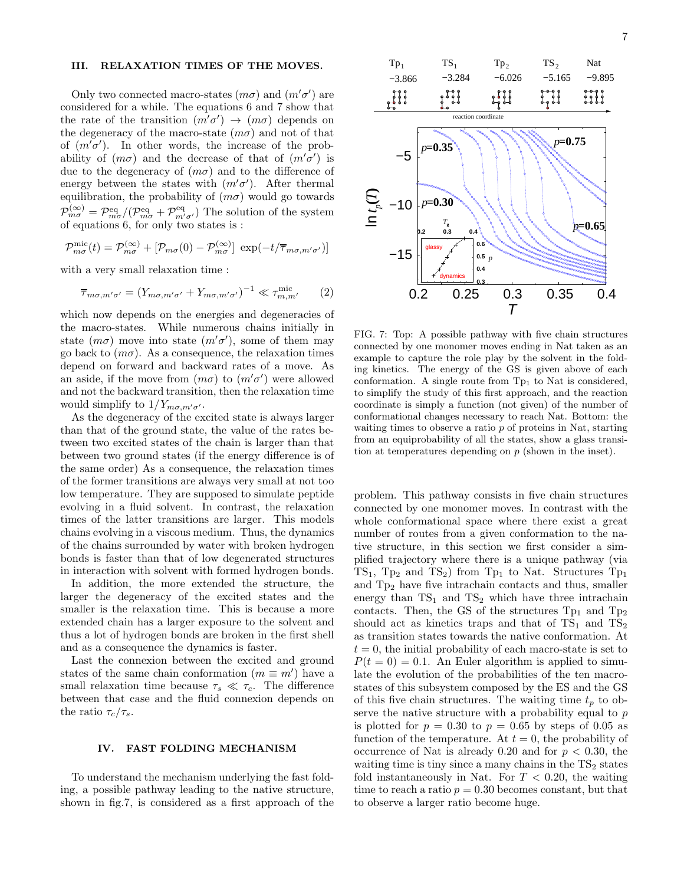## III. RELAXATION TIMES OF THE MOVES.

Only two connected macro-states $(m\sigma)$ and $(m'\sigma')$ are considered for a while. The equations 6 and 7 show that the rate of the transition $(m'\sigma') \rightarrow (m\sigma)$ depends on the degeneracy of the macro-state $(m\sigma)$ and not of that of $(m'\sigma')$. In other words, the increase of the probability of $(m\sigma)$ and the decrease of that of $(m'\sigma')$ is due to the degeneracy of $(m\sigma)$ and to the difference of energy between the states with $(m'\sigma')$. After thermal equilibration, the probability of $(m\sigma)$ would go towards $\mathcal{P}^{(\infty)}_{m\sigma} = \mathcal{P}^{\rm eq}_{m\sigma}/(\mathcal{P}^{\rm eq}_{m\sigma} + \mathcal{P}^{\rm eq}_{m'\sigma'})$ The solution of the system of equations 6, for only two states is :

$$\mathcal{P}^{\rm mic}_{m\sigma}(t) = \mathcal{P}^{(\infty)}_{m\sigma} + [\mathcal{P}_{m\sigma}(0) - \mathcal{P}^{(\infty)}_{m\sigma}]\ \exp(-t/\overline{\tau}_{m\sigma,m'\sigma'})]$$

with a very small relaxation time :

$$\overline{\tau}_{m\sigma,m'\sigma'} = (Y_{m\sigma,m'\sigma'} + Y_{m\sigma,m'\sigma'})^{-1} \ll \tau^{\rm mic}_{m,m'} \qquad (2)$$

which now depends on the energies and degeneracies of the macro-states. While numerous chains initially in state $(m\sigma)$ move into state $(m'\sigma')$, some of them may go back to $(m\sigma)$. As a consequence, the relaxation times depend on forward and backward rates of a move. As an aside, if the move from $(m\sigma)$ to $(m'\sigma')$ were allowed and not the backward transition, then the relaxation time would simplify to $1/Y_{m\sigma,m'\sigma'}$.

As the degeneracy of the excited state is always larger than that of the ground state, the value of the rates between two excited states of the chain is larger than that between two ground states (if the energy difference is of the same order) As a consequence, the relaxation times of the former transitions are always very small at not too low temperature. They are supposed to simulate peptide evolving in a fluid solvent. In contrast, the relaxation times of the latter transitions are larger. This models chains evolving in a viscous medium. Thus, the dynamics of the chains surrounded by water with broken hydrogen bonds is faster than that of low degenerated structures in interaction with solvent with formed hydrogen bonds.

In addition, the more extended the structure, the larger the degeneracy of the excited states and the smaller is the relaxation time. This is because a more extended chain has a larger exposure to the solvent and thus a lot of hydrogen bonds are broken in the first shell and as a consequence the dynamics is faster.

Last the connexion between the excited and ground states of the same chain conformation ($m \equiv m'$) have a small relaxation time because $\tau_s \ll \tau_c$. The difference between that case and the fluid connexion depends on the ratio $\tau_c/\tau_s$.

## IV. FAST FOLDING MECHANISM

To understand the mechanism underlying the fast folding, a possible pathway leading to the native structure, shown in fig.7, is considered as a first approach of the problem. This pathway consists in five chain structures connected by one monomer moves. In contrast with the whole conformational space where there exist a great number of routes from a given conformation to the native structure, in this section we first consider a simplified trajectory where there is a unique pathway (via $\text{TS}_1$, $\text{Tp}_2$ and $\text{TS}_2$) from $\text{Tp}_1$ to Nat. Structures $\text{Tp}_1$ and $\text{Tp}_2$ have five intrachain contacts and thus, smaller energy than $\text{TS}_1$ and $\text{TS}_2$ which have three intrachain contacts. Then, the GS of the structures $\text{Tp}_1$ and $\text{Tp}_2$ should act as kinetics traps and that of $\text{TS}_1$ and $\text{TS}_2$ as transition states towards the native conformation. At $t = 0$, the initial probability of each macro-state is set to $P(t = 0) = 0.1$. An Euler algorithm is applied to simulate the evolution of the probabilities of the ten macro-states of this subsystem composed by the ES and the GS of this five chain structures. The waiting time $t_p$ to observe the native structure with a probability equal to $p$ is plotted for $p = 0.30$ to $p = 0.65$ by steps of 0.05 as function of the temperature. At $t = 0$, the probability of occurrence of Nat is already 0.20 and for $p < 0.30$, the waiting time is tiny since a many chains in the $\text{TS}_2$ states fold instantaneously in Nat. For $T < 0.20$, the waiting time to reach a ratio $p = 0.30$ becomes constant, but that to observe a larger ratio become huge.

Tp$_1$ TS$_1$ Tp$_2$ TS$_2$ Nat
−3.866 −3.284 −6.026 −5.165 −9.895
reaction coordinate
p=0.35
p=0.75
p=0.30
p=0.65
ln $t_p(T)$
−5
−10
−15
0.2 0.25 0.3 0.35 0.4
$T$
$T_g$
0.2 0.3 0.4
glassy
dynamics
0.6 0.5 0.4 0.3
p

FIG. 7: Top: A possible pathway with five chain structures connected by one monomer moves ending in Nat taken as an example to capture the role play by the solvent in the folding kinetics. The energy of the GS is given above of each conformation. A single route from $\text{Tp}_1$ to Nat is considered, to simplify the study of this first approach, and the reaction coordinate is simply a function (not given) of the number of conformational changes necessary to reach Nat. Bottom: the waiting times to observe a ratio $p$ of proteins in Nat, starting from an equiprobability of all the states, show a glass transition at temperatures depending on $p$ (shown in the inset).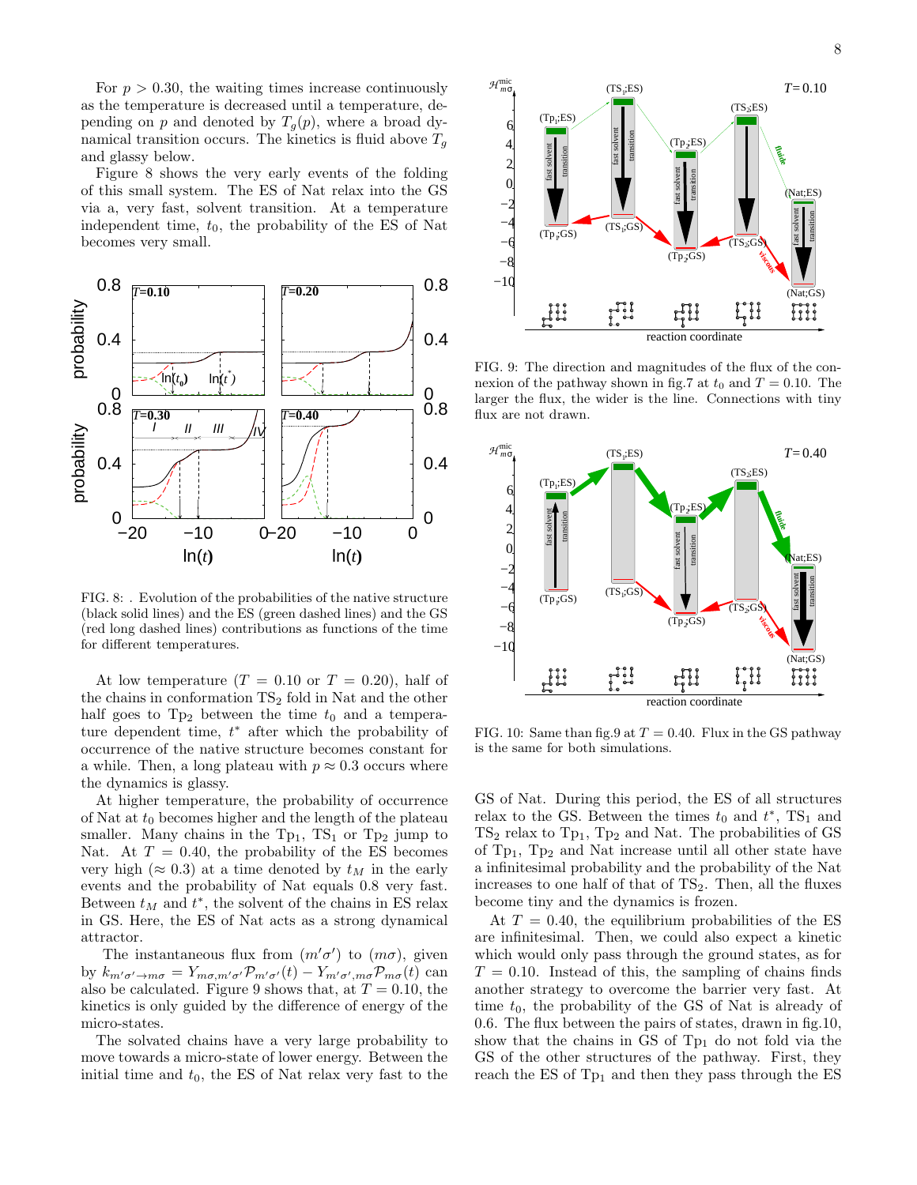For $p > 0.30$, the waiting times increase continuously as the temperature is decreased until a temperature, depending on $p$ and denoted by $T_g(p)$, where a broad dynamical transition occurs. The kinetics is fluid above $T_g$ and glassy below.

Figure 8 shows the very early events of the folding of this small system. The ES of Nat relax into the GS via a, very fast, solvent transition. At a temperature independent time, $t_0$, the probability of the ES of Nat becomes very small.

T=0.10
T=0.20
T=0.30
T=0.40
probability
ln($t_0$)
ln($t^*$)
I II III IV
0.8 0.4 0
−20 −10 0
ln(t)

FIG. 8: . Evolution of the probabilities of the native structure (black solid lines) and the ES (green dashed lines) and the GS (red long dashed lines) contributions as functions of the time for different temperatures.

At low temperature ($T = 0.10$ or $T = 0.20$), half of the chains in conformation $TS_2$ fold in Nat and the other half goes to $Tp_2$ between the time $t_0$ and a temperature dependent time, $t^*$ after which the probability of occurrence of the native structure becomes constant for a while. Then, a long plateau with $p \approx 0.3$ occurs where the dynamics is glassy.

At higher temperature, the probability of occurrence of Nat at $t_0$ becomes higher and the length of the plateau smaller. Many chains in the $Tp_1$, $TS_1$ or $Tp_2$ jump to Nat. At $T = 0.40$, the probability of the ES becomes very high ($\approx 0.3$) at a time denoted by $t_M$ in the early events and the probability of Nat equals 0.8 very fast. Between $t_M$ and $t^*$, the solvent of the chains in ES relax in GS. Here, the ES of Nat acts as a strong dynamical attractor.

The instantaneous flux from $(m'\sigma')$ to $(m\sigma)$, given by $k_{m'\sigma' \to m\sigma} = Y_{m\sigma,m'\sigma'}\mathcal{P}_{m'\sigma'}(t) - Y_{m'\sigma',m\sigma}\mathcal{P}_{m\sigma}(t)$ can also be calculated. Figure 9 shows that, at $T = 0.10$, the kinetics is only guided by the difference of energy of the micro-states.

The solvated chains have a very large probability to move towards a micro-state of lower energy. Between the initial time and $t_0$, the ES of Nat relax very fast to the

$\mathcal{H}^{\mathrm{mic}}_{m\sigma}$
T=0.10
($Tp_1$;ES) ($TS_1$;ES) ($Tp_2$;ES) ($TS_2$;ES) (Nat;ES)
($Tp_1$;GS) ($TS_1$;GS) ($Tp_2$;GS) ($TS_2$;GS) (Nat;GS)
fast solvent transition
fluide
viscous
6 4 2 0 −2 −4 −6 −8 −10
reaction coordinate

FIG. 9: The direction and magnitudes of the flux of the connexion of the pathway shown in fig.7 at $t_0$ and $T = 0.10$. The larger the flux, the wider is the line. Connections with tiny flux are not drawn.

$\mathcal{H}^{\mathrm{mic}}_{m\sigma}$
T=0.40
($Tp_1$;ES) ($TS_1$;ES) ($Tp_2$;ES) ($TS_2$;ES) (Nat;ES)
($Tp_1$;GS) ($TS_1$;GS) ($Tp_2$;GS) ($TS_2$;GS) (Nat;GS)
fast solvent transition
fluide
viscous
6 4 2 0 −2 −4 −6 −8 −10
reaction coordinate

FIG. 10: Same than fig.9 at $T = 0.40$. Flux in the GS pathway is the same for both simulations.

GS of Nat. During this period, the ES of all structures relax to the GS. Between the times $t_0$ and $t^*$, $TS_1$ and $TS_2$ relax to $Tp_1$, $Tp_2$ and Nat. The probabilities of GS of $Tp_1$, $Tp_2$ and Nat increase until all other state have a infinitesimal probability and the probability of the Nat increases to one half of that of $TS_2$. Then, all the fluxes become tiny and the dynamics is frozen.

At $T = 0.40$, the equilibrium probabilities of the ES are infinitesimal. Then, we could also expect a kinetic which would only pass through the ground states, as for $T = 0.10$. Instead of this, the sampling of chains finds another strategy to overcome the barrier very fast. At time $t_0$, the probability of the GS of Nat is already of 0.6. The flux between the pairs of states, drawn in fig.10, show that the chains in GS of $Tp_1$ do not fold via the GS of the other structures of the pathway. First, they reach the ES of $Tp_1$ and then they pass through the ES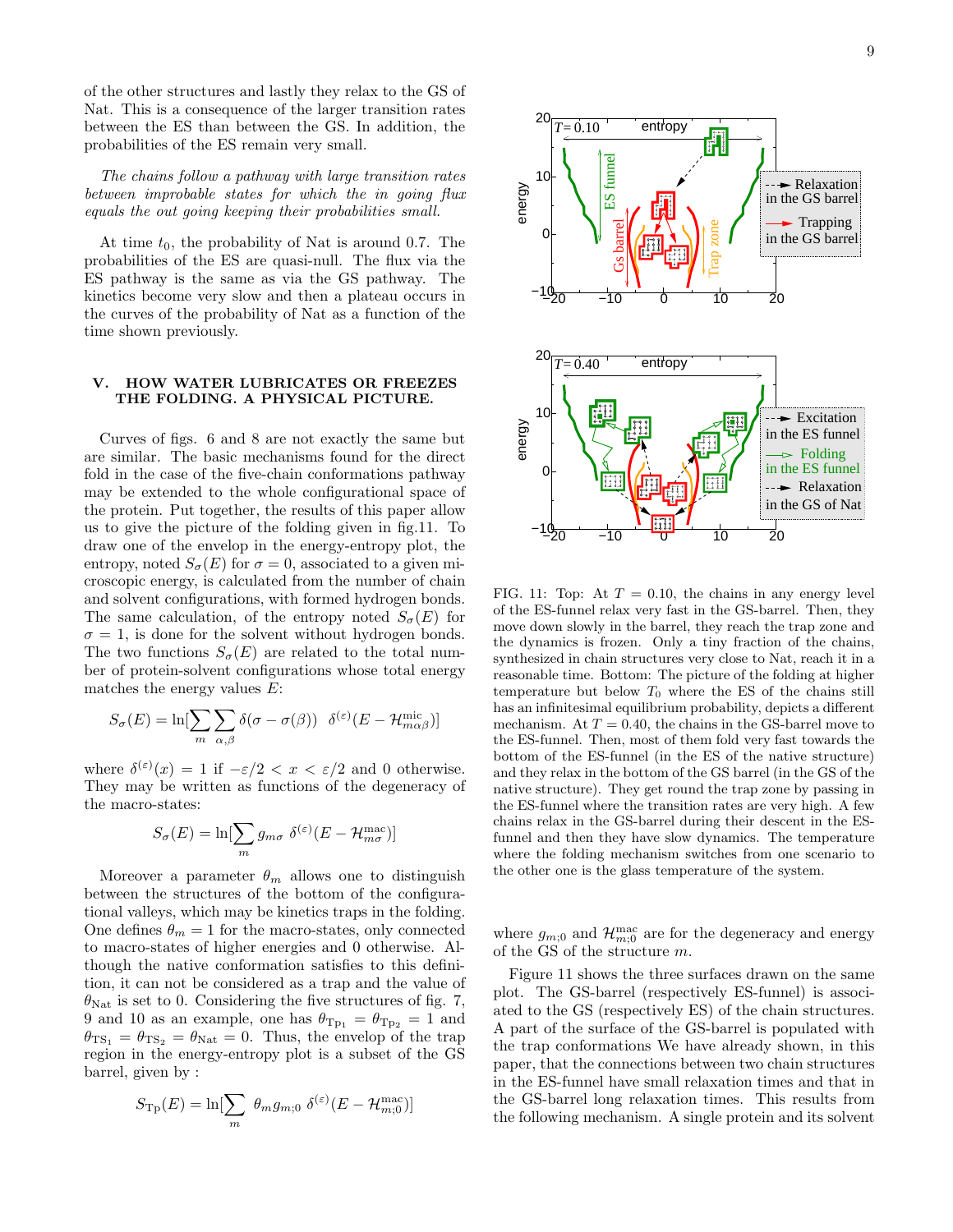of the other structures and lastly they relax to the GS of Nat. This is a consequence of the larger transition rates between the ES than between the GS. In addition, the probabilities of the ES remain very small.

*The chains follow a pathway with large transition rates between improbable states for which the in going flux equals the out going keeping their probabilities small.*

At time $t_0$, the probability of Nat is around 0.7. The probabilities of the ES are quasi-null. The flux via the ES pathway is the same as via the GS pathway. The kinetics become very slow and then a plateau occurs in the curves of the probability of Nat as a function of the time shown previously.

## V. HOW WATER LUBRICATES OR FREEZES THE FOLDING. A PHYSICAL PICTURE.

Curves of figs. 6 and 8 are not exactly the same but are similar. The basic mechanisms found for the direct fold in the case of the five-chain conformations pathway may be extended to the whole configurational space of the protein. Put together, the results of this paper allow us to give the picture of the folding given in fig.11. To draw one of the envelop in the energy-entropy plot, the entropy, noted $S_\sigma(E)$ for $\sigma = 0$, associated to a given microscopic energy, is calculated from the number of chain and solvent configurations, with formed hydrogen bonds. The same calculation, of the entropy noted $S_\sigma(E)$ for $\sigma = 1$, is done for the solvent without hydrogen bonds. The two functions $S_\sigma(E)$ are related to the total number of protein-solvent configurations whose total energy matches the energy values $E$:

$$S_\sigma(E) = \ln[\sum_m \sum_{\alpha,\beta} \delta(\sigma - \sigma(\beta)) \;\; \delta^{(\varepsilon)}(E - \mathcal{H}^{\rm mic}_{m\alpha\beta})]$$

where $\delta^{(\varepsilon)}(x) = 1$ if $-\varepsilon/2 < x < \varepsilon/2$ and 0 otherwise. They may be written as functions of the degeneracy of the macro-states:

$$S_\sigma(E) = \ln[\sum_m g_{m\sigma} \; \delta^{(\varepsilon)}(E - \mathcal{H}^{\rm mac}_{m\sigma})]$$

Moreover a parameter $\theta_m$ allows one to distinguish between the structures of the bottom of the configurational valleys, which may be kinetics traps in the folding. One defines $\theta_m = 1$ for the macro-states, only connected to macro-states of higher energies and 0 otherwise. Although the native conformation satisfies to this definition, it can not be considered as a trap and the value of $\theta_{\rm Nat}$ is set to 0. Considering the five structures of fig. 7, 9 and 10 as an example, one has $\theta_{\rm Tp_1} = \theta_{\rm Tp_2} = 1$ and $\theta_{\rm TS_1} = \theta_{\rm TS_2} = \theta_{\rm Nat} = 0$. Thus, the envelop of the trap region in the energy-entropy plot is a subset of the GS barrel, given by :

$$S_{\rm Tp}(E) = \ln[\sum_m \; \theta_m g_{m;0} \; \delta^{(\varepsilon)}(E - \mathcal{H}^{\rm mac}_{m;0})]$$

T= 0.10
entropy
energy
ES funnel
Gs barrel
Trap zone
Relaxation in the GS barrel
Trapping in the GS barrel
20
10
0
−10
−20
−10
0
10
20

T= 0.40
entropy
energy
Excitation in the ES funnel
Folding in the ES funnel
Relaxation in the GS of Nat
20
10
0
−10
−20
−10
0
10
20

FIG. 11: Top: At $T = 0.10$, the chains in any energy level of the ES-funnel relax very fast in the GS-barrel. Then, they move down slowly in the barrel, they reach the trap zone and the dynamics is frozen. Only a tiny fraction of the chains, synthesized in chain structures very close to Nat, reach it in a reasonable time. Bottom: The picture of the folding at higher temperature but below $T_0$ where the ES of the chains still has an infinitesimal equilibrium probability, depicts a different mechanism. At $T = 0.40$, the chains in the GS-barrel move to the ES-funnel. Then, most of them fold very fast towards the bottom of the ES-funnel (in the ES of the native structure) and they relax in the bottom of the GS barrel (in the GS of the native structure). They get round the trap zone by passing in the ES-funnel where the transition rates are very high. A few chains relax in the GS-barrel during their descent in the ES-funnel and then they have slow dynamics. The temperature where the folding mechanism switches from one scenario to the other one is the glass temperature of the system.

where $g_{m;0}$ and $\mathcal{H}^{\rm mac}_{m;0}$ are for the degeneracy and energy of the GS of the structure $m$.

Figure 11 shows the three surfaces drawn on the same plot. The GS-barrel (respectively ES-funnel) is associated to the GS (respectively ES) of the chain structures. A part of the surface of the GS-barrel is populated with the trap conformations We have already shown, in this paper, that the connections between two chain structures in the ES-funnel have small relaxation times and that in the GS-barrel long relaxation times. This results from the following mechanism. A single protein and its solvent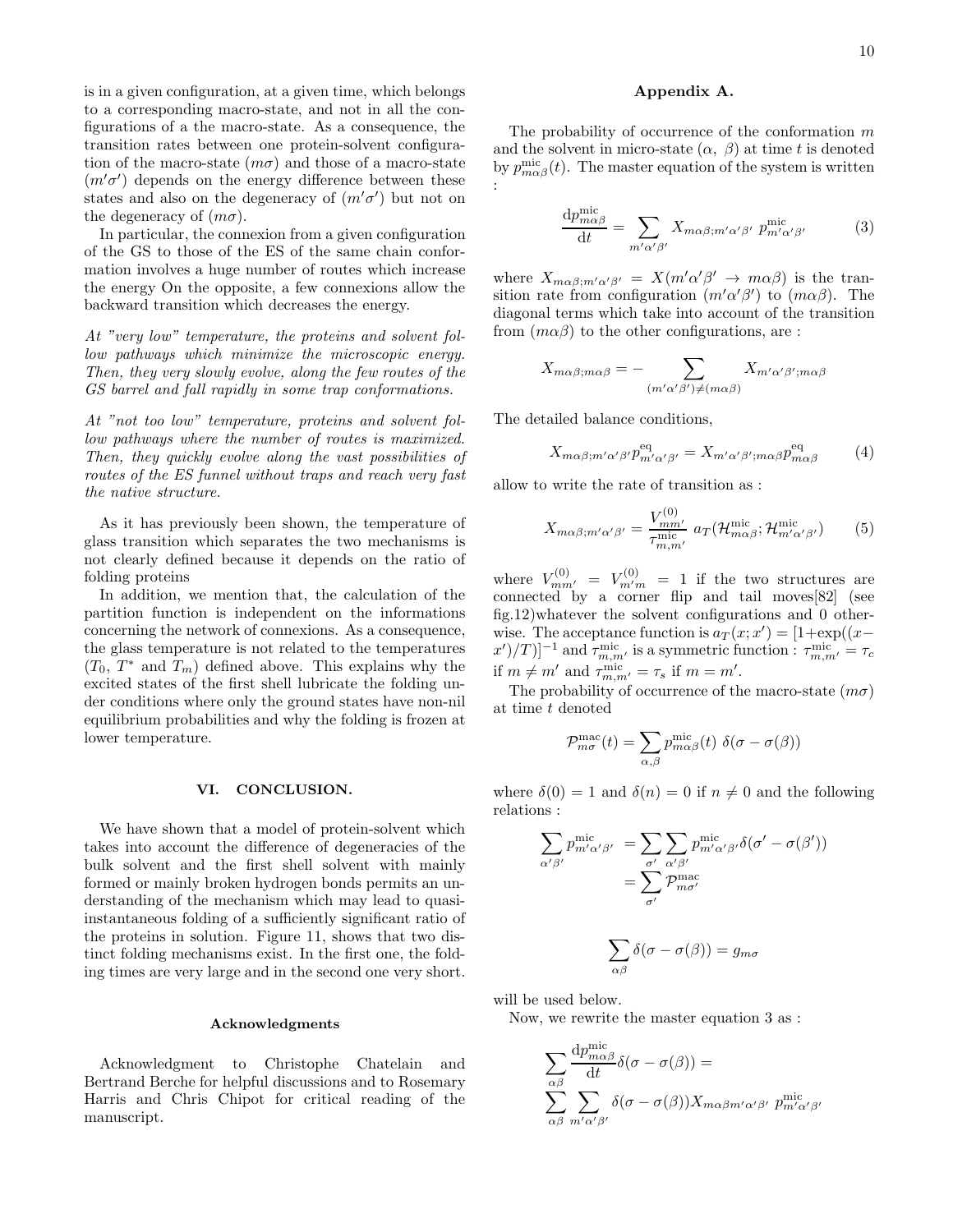is in a given configuration, at a given time, which belongs to a corresponding macro-state, and not in all the configurations of a the macro-state. As a consequence, the transition rates between one protein-solvent configuration of the macro-state $(m\sigma)$ and those of a macro-state $(m'\sigma')$ depends on the energy difference between these states and also on the degeneracy of $(m'\sigma')$ but not on the degeneracy of $(m\sigma)$.

In particular, the connexion from a given configuration of the GS to those of the ES of the same chain conformation involves a huge number of routes which increase the energy On the opposite, a few connexions allow the backward transition which decreases the energy.

*At "very low" temperature, the proteins and solvent follow pathways which minimize the microscopic energy. Then, they very slowly evolve, along the few routes of the GS barrel and fall rapidly in some trap conformations.*

*At "not too low" temperature, proteins and solvent follow pathways where the number of routes is maximized. Then, they quickly evolve along the vast possibilities of routes of the ES funnel without traps and reach very fast the native structure.*

As it has previously been shown, the temperature of glass transition which separates the two mechanisms is not clearly defined because it depends on the ratio of folding proteins

In addition, we mention that, the calculation of the partition function is independent on the informations concerning the network of connexions. As a consequence, the glass temperature is not related to the temperatures ($T_0$, $T^*$ and $T_m$) defined above. This explains why the excited states of the first shell lubricate the folding under conditions where only the ground states have non-nil equilibrium probabilities and why the folding is frozen at lower temperature.

## VI. CONCLUSION.

We have shown that a model of protein-solvent which takes into account the difference of degeneracies of the bulk solvent and the first shell solvent with mainly formed or mainly broken hydrogen bonds permits an understanding of the mechanism which may lead to quasi-instantaneous folding of a sufficiently significant ratio of the proteins in solution. Figure 11, shows that two distinct folding mechanisms exist. In the first one, the folding times are very large and in the second one very short.

### Acknowledgments

Acknowledgment to Christophe Chatelain and Bertrand Berche for helpful discussions and to Rosemary Harris and Chris Chipot for critical reading of the manuscript.

## Appendix A.

The probability of occurrence of the conformation $m$ and the solvent in micro-state $(\alpha,\ \beta)$ at time $t$ is denoted by $p^{\rm mic}_{m\alpha\beta}(t)$. The master equation of the system is written :

$$\frac{{\rm d}p^{\rm mic}_{m\alpha\beta}}{{\rm d}t} = \sum_{m'\alpha'\beta'} X_{m\alpha\beta;m'\alpha'\beta'}\ p^{\rm mic}_{m'\alpha'\beta'} \tag{3}$$

where $X_{m\alpha\beta;m'\alpha'\beta'} = X(m'\alpha'\beta' \rightarrow m\alpha\beta)$ is the transition rate from configuration $(m'\alpha'\beta')$ to $(m\alpha\beta)$. The diagonal terms which take into account of the transition from $(m\alpha\beta)$ to the other configurations, are :

$$X_{m\alpha\beta;m\alpha\beta} = -\sum_{(m'\alpha'\beta')\neq(m\alpha\beta)} X_{m'\alpha'\beta';m\alpha\beta}$$

The detailed balance conditions,

$$X_{m\alpha\beta;m'\alpha'\beta'}p^{\rm eq}_{m'\alpha'\beta'} = X_{m'\alpha'\beta';m\alpha\beta}p^{\rm eq}_{m\alpha\beta} \tag{4}$$

allow to write the rate of transition as :

$$X_{m\alpha\beta;m'\alpha'\beta'} = \frac{V^{(0)}_{mm'}}{\tau^{\rm mic}_{m,m'}}\ a_T(\mathcal{H}^{\rm mic}_{m\alpha\beta};\mathcal{H}^{\rm mic}_{m'\alpha'\beta'}) \tag{5}$$

where $V^{(0)}_{mm'} = V^{(0)}_{m'm} = 1$ if the two structures are connected by a corner flip and tail moves[82] (see fig.12)whatever the solvent configurations and 0 otherwise. The acceptance function is $a_T(x;x') = [1+\exp((x-x')/T)]^{-1}$ and $\tau^{\rm mic}_{m,m'}$ is a symmetric function : $\tau^{\rm mic}_{m,m'} = \tau_c$ if $m \neq m'$ and $\tau^{\rm mic}_{m,m'} = \tau_s$ if $m = m'$.

The probability of occurrence of the macro-state $(m\sigma)$ at time $t$ denoted

$$\mathcal{P}^{\rm mac}_{m\sigma}(t) = \sum_{\alpha,\beta} p^{\rm mic}_{m\alpha\beta}(t)\ \delta(\sigma - \sigma(\beta))$$

where $\delta(0) = 1$ and $\delta(n) = 0$ if $n \neq 0$ and the following relations :

$$\begin{aligned}\sum_{\alpha'\beta'} p^{\rm mic}_{m'\alpha'\beta'} &= \sum_{\sigma'}\sum_{\alpha'\beta'} p^{\rm mic}_{m'\alpha'\beta'}\delta(\sigma' - \sigma(\beta')) \\ &= \sum_{\sigma'} \mathcal{P}^{\rm mac}_{m\sigma'}\end{aligned}$$

$$\sum_{\alpha\beta} \delta(\sigma - \sigma(\beta)) = g_{m\sigma}$$

will be used below.

Now, we rewrite the master equation 3 as :

$$\sum_{\alpha\beta} \frac{{\rm d}p^{\rm mic}_{m\alpha\beta}}{{\rm d}t}\delta(\sigma - \sigma(\beta)) = \sum_{\alpha\beta}\sum_{m'\alpha'\beta'} \delta(\sigma - \sigma(\beta))X_{m\alpha\beta m'\alpha'\beta'}\ p^{\rm mic}_{m'\alpha'\beta'}$$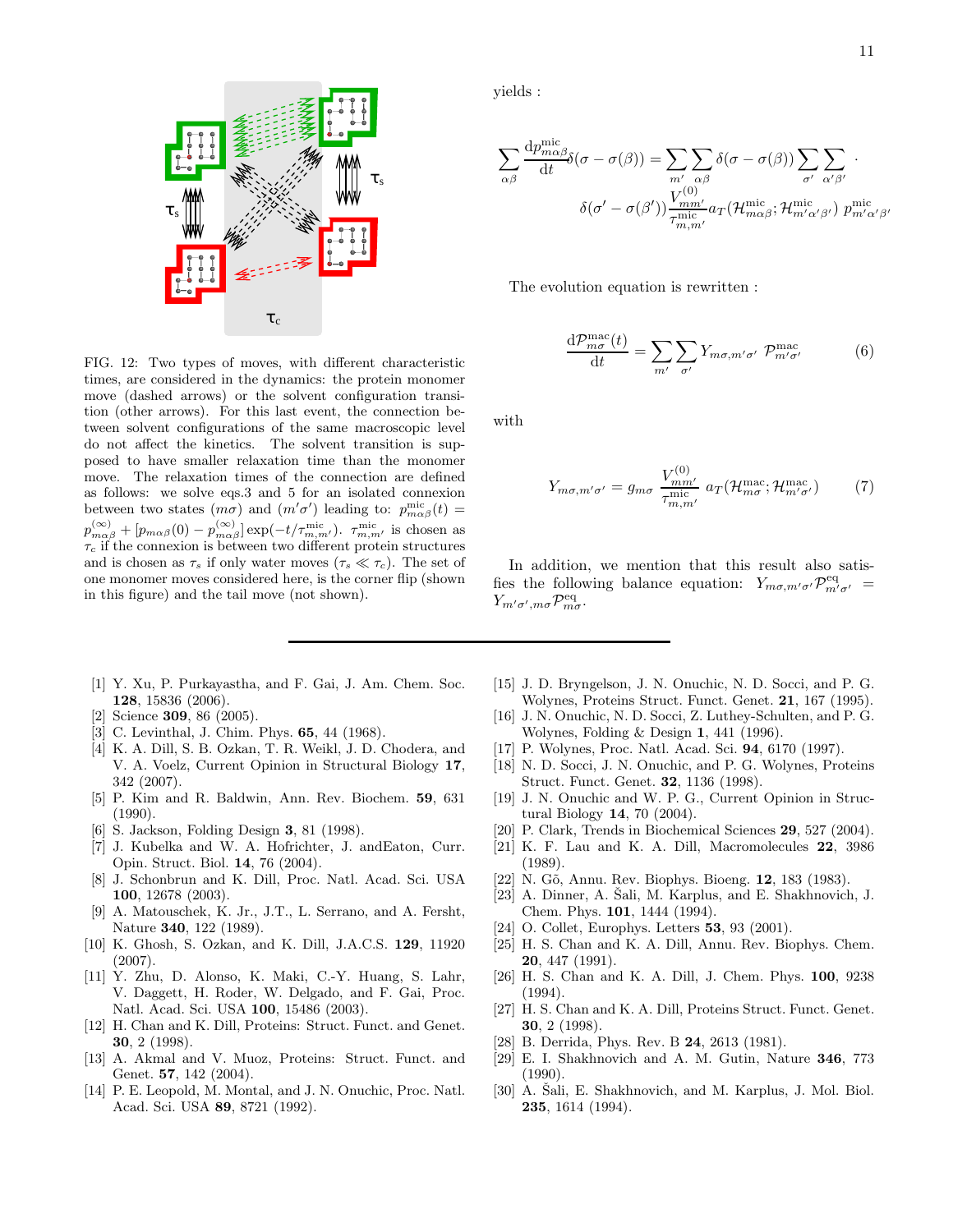FIG. 12: Two types of moves, with different characteristic times, are considered in the dynamics: the protein monomer move (dashed arrows) or the solvent configuration transition (other arrows). For this last event, the connection between solvent configurations of the same macroscopic level do not affect the kinetics. The solvent transition is supposed to have smaller relaxation time than the monomer move. The relaxation times of the connection are defined as follows: we solve eqs.3 and 5 for an isolated connexion between two states $(m\sigma)$ and $(m'\sigma')$ leading to: $p^{\rm mic}_{m\alpha\beta}(t) = p^{(\infty)}_{m\alpha\beta} + [p_{m\alpha\beta}(0) - p^{(\infty)}_{m\alpha\beta}]\exp(-t/\tau^{\rm mic}_{m,m'})$. $\tau^{\rm mic}_{m,m'}$ is chosen as $\tau_c$ if the connexion is between two different protein structures and is chosen as $\tau_s$ if only water moves ($\tau_s \ll \tau_c$). The set of one monomer moves considered here, is the corner flip (shown in this figure) and the tail move (not shown).

yields :

$$\sum_{\alpha\beta} \frac{{\rm d}p^{\rm mic}_{m\alpha\beta}}{{\rm d}t}\delta(\sigma - \sigma(\beta)) = \sum_{m'}\sum_{\alpha\beta}\delta(\sigma - \sigma(\beta))\sum_{\sigma'}\sum_{\alpha'\beta'} \cdot$$
$$\delta(\sigma' - \sigma(\beta'))\frac{V^{(0)}_{mm'}}{\tau^{\rm mic}_{m,m'}} a_T(\mathcal{H}^{\rm mic}_{m\alpha\beta};\mathcal{H}^{\rm mic}_{m'\alpha'\beta'})\; p^{\rm mic}_{m'\alpha'\beta'}$$

The evolution equation is rewritten :

$$\frac{{\rm d}\mathcal{P}^{\rm mac}_{m\sigma}(t)}{{\rm d}t} = \sum_{m'}\sum_{\sigma'} Y_{m\sigma,m'\sigma'}\;\mathcal{P}^{\rm mac}_{m'\sigma'} \qquad (6)$$

with

$$Y_{m\sigma,m'\sigma'} = g_{m\sigma}\,\frac{V^{(0)}_{mm'}}{\tau^{\rm mic}_{m,m'}}\,a_T(\mathcal{H}^{\rm mac}_{m\sigma};\mathcal{H}^{\rm mac}_{m'\sigma'}) \qquad (7)$$

In addition, we mention that this result also satisfies the following balance equation: $Y_{m\sigma,m'\sigma'}\mathcal{P}^{\rm eq}_{m'\sigma'} = Y_{m'\sigma',m\sigma}\mathcal{P}^{\rm eq}_{m\sigma}$.

---

[1] Y. Xu, P. Purkayastha, and F. Gai, J. Am. Chem. Soc. **128**, 15836 (2006).
[2] Science **309**, 86 (2005).
[3] C. Levinthal, J. Chim. Phys. **65**, 44 (1968).
[4] K. A. Dill, S. B. Ozkan, T. R. Weikl, J. D. Chodera, and V. A. Voelz, Current Opinion in Structural Biology **17**, 342 (2007).
[5] P. Kim and R. Baldwin, Ann. Rev. Biochem. **59**, 631 (1990).
[6] S. Jackson, Folding Design **3**, 81 (1998).
[7] J. Kubelka and W. A. Hofrichter, J. andEaton, Curr. Opin. Struct. Biol. **14**, 76 (2004).
[8] J. Schonbrun and K. Dill, Proc. Natl. Acad. Sci. USA **100**, 12678 (2003).
[9] A. Matouschek, K. Jr., J.T., L. Serrano, and A. Fersht, Nature **340**, 122 (1989).
[10] K. Ghosh, S. Ozkan, and K. Dill, J.A.C.S. **129**, 11920 (2007).
[11] Y. Zhu, D. Alonso, K. Maki, C.-Y. Huang, S. Lahr, V. Daggett, H. Roder, W. Delgado, and F. Gai, Proc. Natl. Acad. Sci. USA **100**, 15486 (2003).
[12] H. Chan and K. Dill, Proteins: Struct. Funct. and Genet. **30**, 2 (1998).
[13] A. Akmal and V. Muoz, Proteins: Struct. Funct. and Genet. **57**, 142 (2004).
[14] P. E. Leopold, M. Montal, and J. N. Onuchic, Proc. Natl. Acad. Sci. USA **89**, 8721 (1992).
[15] J. D. Bryngelson, J. N. Onuchic, N. D. Socci, and P. G. Wolynes, Proteins Struct. Funct. Genet. **21**, 167 (1995).
[16] J. N. Onuchic, N. D. Socci, Z. Luthey-Schulten, and P. G. Wolynes, Folding & Design **1**, 441 (1996).
[17] P. Wolynes, Proc. Natl. Acad. Sci. **94**, 6170 (1997).
[18] N. D. Socci, J. N. Onuchic, and P. G. Wolynes, Proteins Struct. Funct. Genet. **32**, 1136 (1998).
[19] J. N. Onuchic and W. P. G., Current Opinion in Structural Biology **14**, 70 (2004).
[20] P. Clark, Trends in Biochemical Sciences **29**, 527 (2004).
[21] K. F. Lau and K. A. Dill, Macromolecules **22**, 3986 (1989).
[22] N. Gõ, Annu. Rev. Biophys. Bioeng. **12**, 183 (1983).
[23] A. Dinner, A. Šali, M. Karplus, and E. Shakhnovich, J. Chem. Phys. **101**, 1444 (1994).
[24] O. Collet, Europhys. Letters **53**, 93 (2001).
[25] H. S. Chan and K. A. Dill, Annu. Rev. Biophys. Chem. **20**, 447 (1991).
[26] H. S. Chan and K. A. Dill, J. Chem. Phys. **100**, 9238 (1994).
[27] H. S. Chan and K. A. Dill, Proteins Struct. Funct. Genet. **30**, 2 (1998).
[28] B. Derrida, Phys. Rev. B **24**, 2613 (1981).
[29] E. I. Shakhnovich and A. M. Gutin, Nature **346**, 773 (1990).
[30] A. Šali, E. Shakhnovich, and M. Karplus, J. Mol. Biol. **235**, 1614 (1994).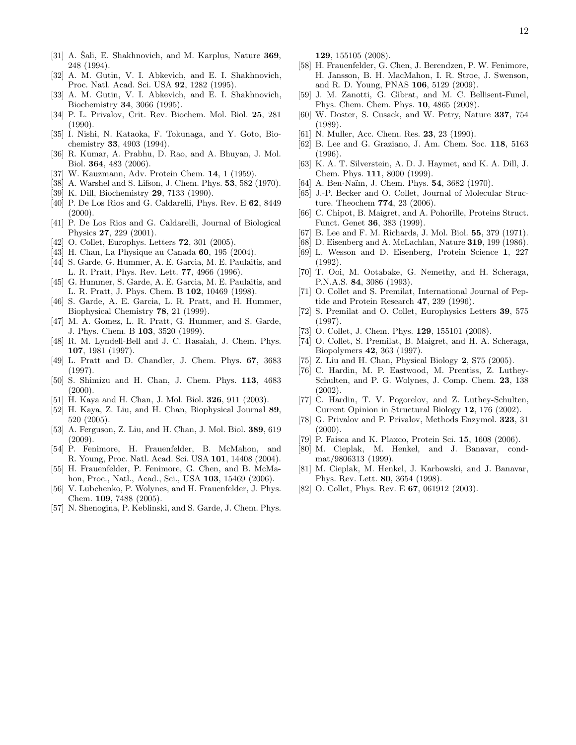[31] A. Šali, E. Shakhnovich, and M. Karplus, Nature **369**, 248 (1994).

[32] A. M. Gutin, V. I. Abkevich, and E. I. Shakhnovich, Proc. Natl. Acad. Sci. USA **92**, 1282 (1995).

[33] A. M. Gutin, V. I. Abkevich, and E. I. Shakhnovich, Biochemistry **34**, 3066 (1995).

[34] P. L. Privalov, Crit. Rev. Biochem. Mol. Biol. **25**, 281 (1990).

[35] I. Nishi, N. Kataoka, F. Tokunaga, and Y. Goto, Biochemistry **33**, 4903 (1994).

[36] R. Kumar, A. Prabhu, D. Rao, and A. Bhuyan, J. Mol. Biol. **364**, 483 (2006).

[37] W. Kauzmann, Adv. Protein Chem. **14**, 1 (1959).

[38] A. Warshel and S. Lifson, J. Chem. Phys. **53**, 582 (1970).

[39] K. Dill, Biochemistry **29**, 7133 (1990).

[40] P. De Los Rios and G. Caldarelli, Phys. Rev. E **62**, 8449 (2000).

[41] P. De Los Rios and G. Caldarelli, Journal of Biological Physics **27**, 229 (2001).

[42] O. Collet, Europhys. Letters **72**, 301 (2005).

[43] H. Chan, La Physique au Canada **60**, 195 (2004).

[44] S. Garde, G. Hummer, A. E. Garcia, M. E. Paulaitis, and L. R. Pratt, Phys. Rev. Lett. **77**, 4966 (1996).

[45] G. Hummer, S. Garde, A. E. Garcia, M. E. Paulaitis, and L. R. Pratt, J. Phys. Chem. B **102**, 10469 (1998).

[46] S. Garde, A. E. Garcia, L. R. Pratt, and H. Hummer, Biophysical Chemistry **78**, 21 (1999).

[47] M. A. Gomez, L. R. Pratt, G. Hummer, and S. Garde, J. Phys. Chem. B **103**, 3520 (1999).

[48] R. M. Lyndell-Bell and J. C. Rasaiah, J. Chem. Phys. **107**, 1981 (1997).

[49] L. Pratt and D. Chandler, J. Chem. Phys. **67**, 3683 (1997).

[50] S. Shimizu and H. Chan, J. Chem. Phys. **113**, 4683 (2000).

[51] H. Kaya and H. Chan, J. Mol. Biol. **326**, 911 (2003).

[52] H. Kaya, Z. Liu, and H. Chan, Biophysical Journal **89**, 520 (2005).

[53] A. Ferguson, Z. Liu, and H. Chan, J. Mol. Biol. **389**, 619 (2009).

[54] P. Fenimore, H. Frauenfelder, B. McMahon, and R. Young, Proc. Natl. Acad. Sci. USA **101**, 14408 (2004).

[55] H. Frauenfelder, P. Fenimore, G. Chen, and B. McMahon, Proc., Natl., Acad., Sci., USA **103**, 15469 (2006).

[56] V. Lubchenko, P. Wolynes, and H. Frauenfelder, J. Phys. Chem. **109**, 7488 (2005).

[57] N. Shenogina, P. Keblinski, and S. Garde, J. Chem. Phys. **129**, 155105 (2008).

[58] H. Frauenfelder, G. Chen, J. Berendzen, P. W. Fenimore, H. Jansson, B. H. MacMahon, I. R. Stroe, J. Swenson, and R. D. Young, PNAS **106**, 5129 (2009).

[59] J. M. Zanotti, G. Gibrat, and M. C. Bellisent-Funel, Phys. Chem. Chem. Phys. **10**, 4865 (2008).

[60] W. Doster, S. Cusack, and W. Petry, Nature **337**, 754 (1989).

[61] N. Muller, Acc. Chem. Res. **23**, 23 (1990).

[62] B. Lee and G. Graziano, J. Am. Chem. Soc. **118**, 5163 (1996).

[63] K. A. T. Silverstein, A. D. J. Haymet, and K. A. Dill, J. Chem. Phys. **111**, 8000 (1999).

[64] A. Ben-Naïm, J. Chem. Phys. **54**, 3682 (1970).

[65] J.-P. Becker and O. Collet, Journal of Molecular Structure. Theochem **774**, 23 (2006).

[66] C. Chipot, B. Maigret, and A. Pohorille, Proteins Struct. Funct. Genet **36**, 383 (1999).

[67] B. Lee and F. M. Richards, J. Mol. Biol. **55**, 379 (1971).

[68] D. Eisenberg and A. McLachlan, Nature **319**, 199 (1986).

[69] L. Wesson and D. Eisenberg, Protein Science **1**, 227 (1992).

[70] T. Ooi, M. Ootabake, G. Nemethy, and H. Scheraga, P.N.A.S. **84**, 3086 (1993).

[71] O. Collet and S. Premilat, International Journal of Peptide and Protein Research **47**, 239 (1996).

[72] S. Premilat and O. Collet, Europhysics Letters **39**, 575 (1997).

[73] O. Collet, J. Chem. Phys. **129**, 155101 (2008).

[74] O. Collet, S. Premilat, B. Maigret, and H. A. Scheraga, Biopolymers **42**, 363 (1997).

[75] Z. Liu and H. Chan, Physical Biology **2**, S75 (2005).

[76] C. Hardin, M. P. Eastwood, M. Prentiss, Z. Luthey-Schulten, and P. G. Wolynes, J. Comp. Chem. **23**, 138 (2002).

[77] C. Hardin, T. V. Pogorelov, and Z. Luthey-Schulten, Current Opinion in Structural Biology **12**, 176 (2002).

[78] G. Privalov and P. Privalov, Methods Enzymol. **323**, 31 (2000).

[79] P. Faisca and K. Plaxco, Protein Sci. **15**, 1608 (2006).

[80] M. Cieplak, M. Henkel, and J. Banavar, cond-mat/9806313 (1999).

[81] M. Cieplak, M. Henkel, J. Karbowski, and J. Banavar, Phys. Rev. Lett. **80**, 3654 (1998).

[82] O. Collet, Phys. Rev. E **67**, 061912 (2003).